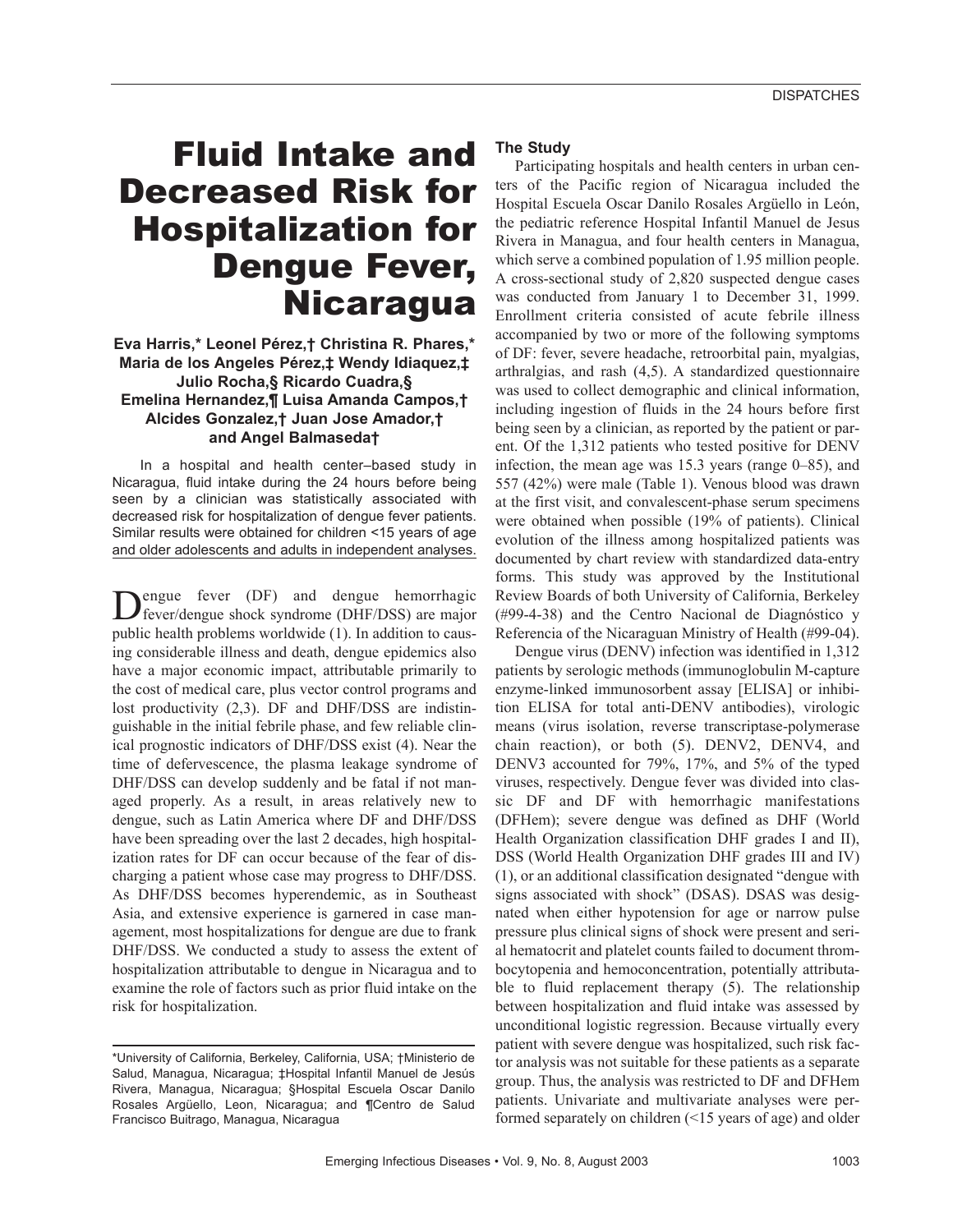# Fluid Intake and Decreased Risk for Hospitalization for Dengue Fever, Nicaragua

**Eva Harris,* Leonel Pérez,† Christina R. Phares,* Maria de los Angeles Pérez,‡ Wendy Idiaquez,‡ Julio Rocha,§ Ricardo Cuadra,§ Emelina Hernandez,¶ Luisa Amanda Campos,† Alcides Gonzalez,† Juan Jose Amador,† and Angel Balmaseda†**

In a hospital and health center–based study in Nicaragua, fluid intake during the 24 hours before being seen by a clinician was statistically associated with decreased risk for hospitalization of dengue fever patients. Similar results were obtained for children <15 years of age and older adolescents and adults in independent analyses.

Dengue fever (DF) and dengue hemorrhagic fever/dengue shock syndrome (DHF/DSS) are major public health problems worldwide (1). In addition to causing considerable illness and death, dengue epidemics also have a major economic impact, attributable primarily to the cost of medical care, plus vector control programs and lost productivity (2,3). DF and DHF/DSS are indistinguishable in the initial febrile phase, and few reliable clinical prognostic indicators of DHF/DSS exist (4). Near the time of defervescence, the plasma leakage syndrome of DHF/DSS can develop suddenly and be fatal if not managed properly. As a result, in areas relatively new to dengue, such as Latin America where DF and DHF/DSS have been spreading over the last 2 decades, high hospitalization rates for DF can occur because of the fear of discharging a patient whose case may progress to DHF/DSS. As DHF/DSS becomes hyperendemic, as in Southeast Asia, and extensive experience is garnered in case management, most hospitalizations for dengue are due to frank DHF/DSS. We conducted a study to assess the extent of hospitalization attributable to dengue in Nicaragua and to examine the role of factors such as prior fluid intake on the risk for hospitalization.

*University of California, Berkeley, California, USA; †Ministerio de Salud, Managua, Nicaragua; ‡Hospital Infantil Manuel de Jesús Rivera, Managua, Nicaragua; §Hospital Escuela Oscar Danilo Rosales Argüello, Leon, Nicaragua; and ¶Centro de Salud Francisco Buitrago, Managua, Nicaragua

## The Study

Participating hospitals and health centers in urban centers of the Pacific region of Nicaragua included the Hospital Escuela Oscar Danilo Rosales Argüello in León, the pediatric reference Hospital Infantil Manuel de Jesus Rivera in Managua, and four health centers in Managua, which serve a combined population of 1.95 million people. A cross-sectional study of 2,820 suspected dengue cases was conducted from January 1 to December 31, 1999. Enrollment criteria consisted of acute febrile illness accompanied by two or more of the following symptoms of DF: fever, severe headache, retroorbital pain, myalgias, arthralgias, and rash (4,5). A standardized questionnaire was used to collect demographic and clinical information, including ingestion of fluids in the 24 hours before first being seen by a clinician, as reported by the patient or parent. Of the 1,312 patients who tested positive for DENV infection, the mean age was 15.3 years (range 0–85), and 557 (42%) were male (Table 1). Venous blood was drawn at the first visit, and convalescent-phase serum specimens were obtained when possible (19% of patients). Clinical evolution of the illness among hospitalized patients was documented by chart review with standardized data-entry forms. This study was approved by the Institutional Review Boards of both University of California, Berkeley (#99-4-38) and the Centro Nacional de Diagnóstico y Referencia of the Nicaraguan Ministry of Health (#99-04).

Dengue virus (DENV) infection was identified in 1,312 patients by serologic methods (immunoglobulin M-capture enzyme-linked immunosorbent assay [ELISA] or inhibition ELISA for total anti-DENV antibodies), virologic means (virus isolation, reverse transcriptase-polymerase chain reaction), or both (5). DENV2, DENV4, and DENV3 accounted for 79%, 17%, and 5% of the typed viruses, respectively. Dengue fever was divided into classic DF and DF with hemorrhagic manifestations (DFHem); severe dengue was defined as DHF (World Health Organization classification DHF grades I and II), DSS (World Health Organization DHF grades III and IV) (1), or an additional classification designated "dengue with signs associated with shock" (DSAS). DSAS was designated when either hypotension for age or narrow pulse pressure plus clinical signs of shock were present and serial hematocrit and platelet counts failed to document thrombocytopenia and hemoconcentration, potentially attributable to fluid replacement therapy (5). The relationship between hospitalization and fluid intake was assessed by unconditional logistic regression. Because virtually every patient with severe dengue was hospitalized, such risk factor analysis was not suitable for these patients as a separate group. Thus, the analysis was restricted to DF and DFHem patients. Univariate and multivariate analyses were performed separately on children (<15 years of age) and older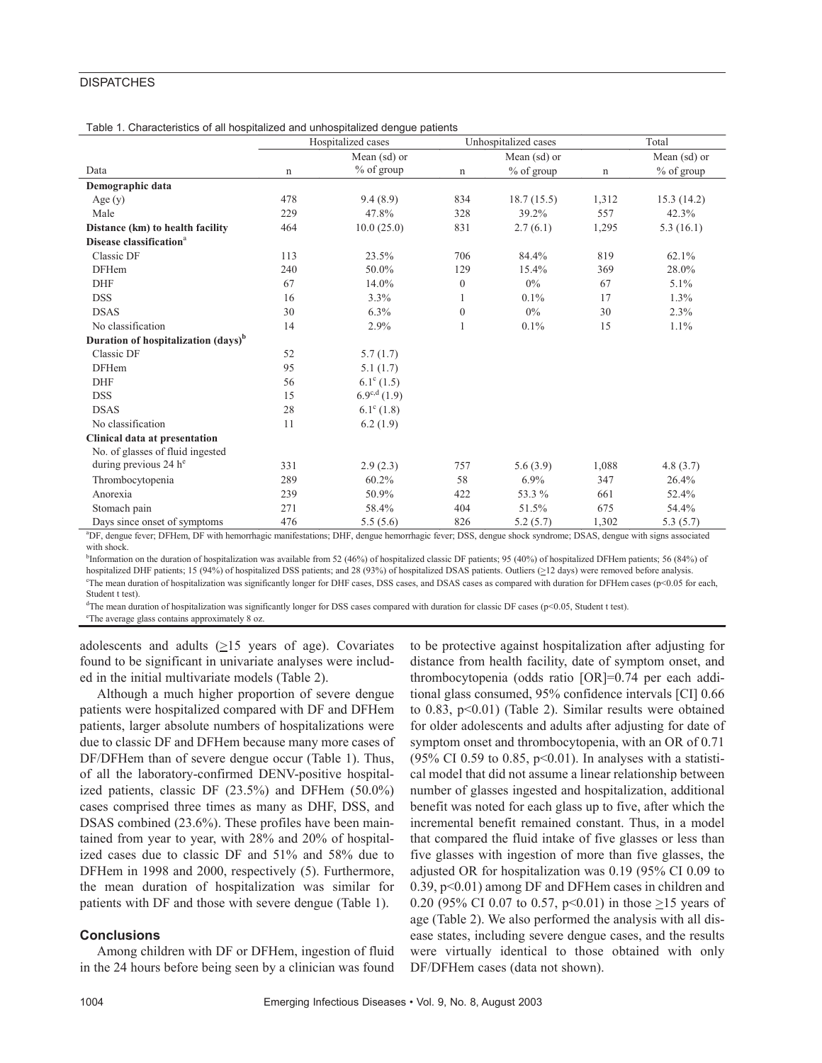Table 1. Characteristics of all hospitalized and unhospitalized dengue patients

| Data | Hospitalized cases | | Unhospitalized cases | | Total | |
|---|---|---|---|---|---|---|
| | n | Mean (sd) or % of group | n | Mean (sd) or % of group | n | Mean (sd) or % of group |
| **Demographic data** | | | | | | |
| Age (y) | 478 | 9.4 (8.9) | 834 | 18.7 (15.5) | 1,312 | 15.3 (14.2) |
| Male | 229 | 47.8% | 328 | 39.2% | 557 | 42.3% |
| **Distance (km) to health facility** | 464 | 10.0 (25.0) | 831 | 2.7 (6.1) | 1,295 | 5.3 (16.1) |
| **Disease classification**[a] | | | | | | |
| Classic DF | 113 | 23.5% | 706 | 84.4% | 819 | 62.1% |
| DFHem | 240 | 50.0% | 129 | 15.4% | 369 | 28.0% |
| DHF | 67 | 14.0% | 0 | 0% | 67 | 5.1% |
| DSS | 16 | 3.3% | 1 | 0.1% | 17 | 1.3% |
| DSAS | 30 | 6.3% | 0 | 0% | 30 | 2.3% |
| No classification | 14 | 2.9% | 1 | 0.1% | 15 | 1.1% |
| **Duration of hospitalization (days)**[b] | | | | | | |
| Classic DF | 52 | 5.7 (1.7) | | | | |
| DFHem | 95 | 5.1 (1.7) | | | | |
| DHF | 56 | 6.1[c] (1.5) | | | | |
| DSS | 15 | 6.9[c,d] (1.9) | | | | |
| DSAS | 28 | 6.1[c] (1.8) | | | | |
| No classification | 11 | 6.2 (1.9) | | | | |
| **Clinical data at presentation** | | | | | | |
| No. of glasses of fluid ingested during previous 24 h[e] | 331 | 2.9 (2.3) | 757 | 5.6 (3.9) | 1,088 | 4.8 (3.7) |
| Thrombocytopenia | 289 | 60.2% | 58 | 6.9% | 347 | 26.4% |
| Anorexia | 239 | 50.9% | 422 | 53.3 % | 661 | 52.4% |
| Stomach pain | 271 | 58.4% | 404 | 51.5% | 675 | 54.4% |
| Days since onset of symptoms | 476 | 5.5 (5.6) | 826 | 5.2 (5.7) | 1,302 | 5.3 (5.7) |

[a]DF, dengue fever; DFHem, DF with hemorrhagic manifestations; DHF, dengue hemorrhagic fever; DSS, dengue shock syndrome; DSAS, dengue with signs associated with shock.
[b]Information on the duration of hospitalization was available from 52 (46%) of hospitalized classic DF patients; 95 (40%) of hospitalized DFHem patients; 56 (84%) of hospitalized DHF patients; 15 (94%) of hospitalized DSS patients; and 28 (93%) of hospitalized DSAS patients. Outliers (≥12 days) were removed before analysis.
[c]The mean duration of hospitalization was significantly longer for DHF cases, DSS cases, and DSAS cases as compared with duration for DFHem cases ($p<0.05$ for each, Student t test).
[d]The mean duration of hospitalization was significantly longer for DSS cases compared with duration for classic DF cases ($p<0.05$, Student t test).
[e]The average glass contains approximately 8 oz.

adolescents and adults (≥15 years of age). Covariates found to be significant in univariate analyses were included in the initial multivariate models (Table 2).

Although a much higher proportion of severe dengue patients were hospitalized compared with DF and DFHem patients, larger absolute numbers of hospitalizations were due to classic DF and DFHem because many more cases of DF/DFHem than of severe dengue occur (Table 1). Thus, of all the laboratory-confirmed DENV-positive hospitalized patients, classic DF (23.5%) and DFHem (50.0%) cases comprised three times as many as DHF, DSS, and DSAS combined (23.6%). These profiles have been maintained from year to year, with 28% and 20% of hospitalized cases due to classic DF and 51% and 58% due to DFHem in 1998 and 2000, respectively (5). Furthermore, the mean duration of hospitalization was similar for patients with DF and those with severe dengue (Table 1).

## Conclusions

Among children with DF or DFHem, ingestion of fluid in the 24 hours before being seen by a clinician was found to be protective against hospitalization after adjusting for distance from health facility, date of symptom onset, and thrombocytopenia (odds ratio [OR]=0.74 per each additional glass consumed, 95% confidence intervals [CI] 0.66 to 0.83, $p<0.01$) (Table 2). Similar results were obtained for older adolescents and adults after adjusting for date of symptom onset and thrombocytopenia, with an OR of 0.71 (95% CI 0.59 to 0.85, $p<0.01$). In analyses with a statistical model that did not assume a linear relationship between number of glasses ingested and hospitalization, additional benefit was noted for each glass up to five, after which the incremental benefit remained constant. Thus, in a model that compared the fluid intake of five glasses or less than five glasses with ingestion of more than five glasses, the adjusted OR for hospitalization was 0.19 (95% CI 0.09 to 0.39, $p<0.01$) among DF and DFHem cases in children and 0.20 (95% CI 0.07 to 0.57, $p<0.01$) in those ≥15 years of age (Table 2). We also performed the analysis with all disease states, including severe dengue cases, and the results were virtually identical to those obtained with only DF/DFHem cases (data not shown).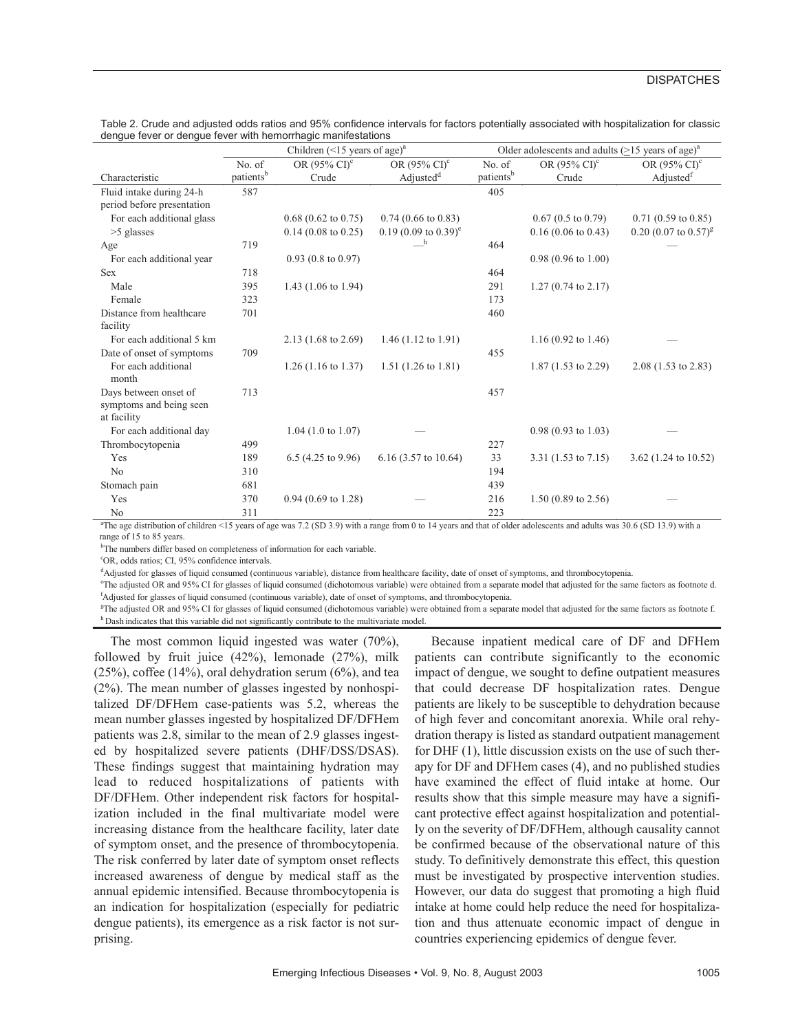Table 2. Crude and adjusted odds ratios and 95% confidence intervals for factors potentially associated with hospitalization for classic dengue fever or dengue fever with hemorrhagic manifestations

| | Children (<15 years of age)[a] | | | Older adolescents and adults (≥15 years of age)[a] | | |
|---|---|---|---|---|---|---|
| Characteristic | No. of patients[b] | OR (95% CI)[c] Crude | OR (95% CI)[c] Adjusted[d] | No. of patients[b] | OR (95% CI)[c] Crude | OR (95% CI)[c] Adjusted[f] |
| Fluid intake during 24-h period before presentation | 587 | | | 405 | | |
| For each additional glass | | 0.68 (0.62 to 0.75) | 0.74 (0.66 to 0.83) | | 0.67 (0.5 to 0.79) | 0.71 (0.59 to 0.85) |
| >5 glasses | | 0.14 (0.08 to 0.25) | 0.19 (0.09 to 0.39)[e] | | 0.16 (0.06 to 0.43) | 0.20 (0.07 to 0.57)[g] |
| Age | 719 | | —[h] | 464 | | — |
| For each additional year | | 0.93 (0.8 to 0.97) | | | 0.98 (0.96 to 1.00) | |
| Sex | 718 | | | 464 | | |
| Male | 395 | 1.43 (1.06 to 1.94) | | 291 | 1.27 (0.74 to 2.17) | |
| Female | 323 | | | 173 | | |
| Distance from healthcare facility | 701 | | | 460 | | |
| For each additional 5 km | | 2.13 (1.68 to 2.69) | 1.46 (1.12 to 1.91) | | 1.16 (0.92 to 1.46) | — |
| Date of onset of symptoms | 709 | | | 455 | | |
| For each additional month | | 1.26 (1.16 to 1.37) | 1.51 (1.26 to 1.81) | | 1.87 (1.53 to 2.29) | 2.08 (1.53 to 2.83) |
| Days between onset of symptoms and being seen at facility | 713 | | | 457 | | |
| For each additional day | | 1.04 (1.0 to 1.07) | — | | 0.98 (0.93 to 1.03) | — |
| Thrombocytopenia | 499 | | | 227 | | |
| Yes | 189 | 6.5 (4.25 to 9.96) | 6.16 (3.57 to 10.64) | 33 | 3.31 (1.53 to 7.15) | 3.62 (1.24 to 10.52) |
| No | 310 | | | 194 | | |
| Stomach pain | 681 | | | 439 | | |
| Yes | 370 | 0.94 (0.69 to 1.28) | — | 216 | 1.50 (0.89 to 2.56) | — |
| No | 311 | | | 223 | | |

[a]The age distribution of children <15 years of age was 7.2 (SD 3.9) with a range from 0 to 14 years and that of older adolescents and adults was 30.6 (SD 13.9) with a range of 15 to 85 years.
[b]The numbers differ based on completeness of information for each variable.
[c]OR, odds ratios; CI, 95% confidence intervals.
[d]Adjusted for glasses of liquid consumed (continuous variable), distance from healthcare facility, date of onset of symptoms, and thrombocytopenia.
[e]The adjusted OR and 95% CI for glasses of liquid consumed (dichotomous variable) were obtained from a separate model that adjusted for the same factors as footnote d.
[f]Adjusted for glasses of liquid consumed (continuous variable), date of onset of symptoms, and thrombocytopenia.
[g]The adjusted OR and 95% CI for glasses of liquid consumed (dichotomous variable) were obtained from a separate model that adjusted for the same factors as footnote f.
[h]Dash indicates that this variable did not significantly contribute to the multivariate model.

The most common liquid ingested was water (70%), followed by fruit juice (42%), lemonade (27%), milk (25%), coffee (14%), oral dehydration serum (6%), and tea (2%). The mean number of glasses ingested by nonhospitalized DF/DFHem case-patients was 5.2, whereas the mean number glasses ingested by hospitalized DF/DFHem patients was 2.8, similar to the mean of 2.9 glasses ingested by hospitalized severe patients (DHF/DSS/DSAS). These findings suggest that maintaining hydration may lead to reduced hospitalizations of patients with DF/DFHem. Other independent risk factors for hospitalization included in the final multivariate model were increasing distance from the healthcare facility, later date of symptom onset, and the presence of thrombocytopenia. The risk conferred by later date of symptom onset reflects increased awareness of dengue by medical staff as the annual epidemic intensified. Because thrombocytopenia is an indication for hospitalization (especially for pediatric dengue patients), its emergence as a risk factor is not surprising.

Because inpatient medical care of DF and DFHem patients can contribute significantly to the economic impact of dengue, we sought to define outpatient measures that could decrease DF hospitalization rates. Dengue patients are likely to be susceptible to dehydration because of high fever and concomitant anorexia. While oral rehydration therapy is listed as standard outpatient management for DHF (1), little discussion exists on the use of such therapy for DF and DFHem cases (4), and no published studies have examined the effect of fluid intake at home. Our results show that this simple measure may have a significant protective effect against hospitalization and potentially on the severity of DF/DFHem, although causality cannot be confirmed because of the observational nature of this study. To definitively demonstrate this effect, this question must be investigated by prospective intervention studies. However, our data do suggest that promoting a high fluid intake at home could help reduce the need for hospitalization and thus attenuate economic impact of dengue in countries experiencing epidemics of dengue fever.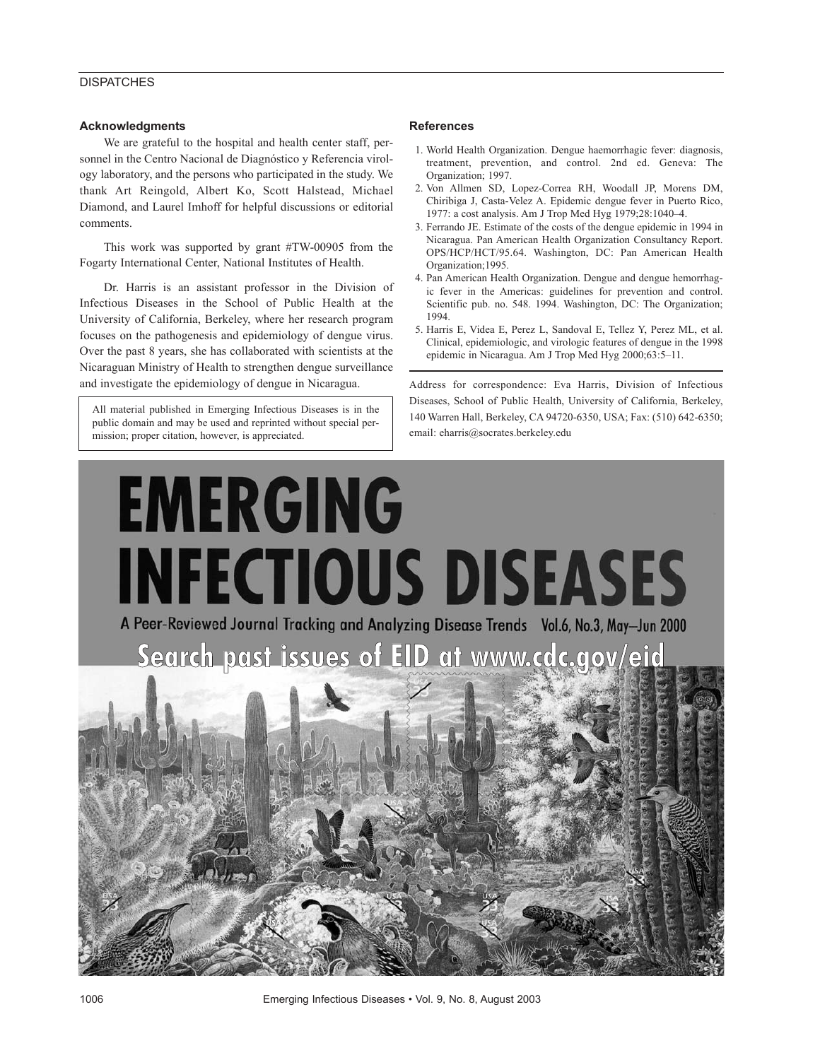## Acknowledgments

We are grateful to the hospital and health center staff, personnel in the Centro Nacional de Diagnóstico y Referencia virology laboratory, and the persons who participated in the study. We thank Art Reingold, Albert Ko, Scott Halstead, Michael Diamond, and Laurel Imhoff for helpful discussions or editorial comments.

This work was supported by grant #TW-00905 from the Fogarty International Center, National Institutes of Health.

Dr. Harris is an assistant professor in the Division of Infectious Diseases in the School of Public Health at the University of California, Berkeley, where her research program focuses on the pathogenesis and epidemiology of dengue virus. Over the past 8 years, she has collaborated with scientists at the Nicaraguan Ministry of Health to strengthen dengue surveillance and investigate the epidemiology of dengue in Nicaragua.

All material published in Emerging Infectious Diseases is in the public domain and may be used and reprinted without special permission; proper citation, however, is appreciated.

## References

1. World Health Organization. Dengue haemorrhagic fever: diagnosis, treatment, prevention, and control. 2nd ed. Geneva: The Organization; 1997.
2. Von Allmen SD, Lopez-Correa RH, Woodall JP, Morens DM, Chiribiga J, Casta-Velez A. Epidemic dengue fever in Puerto Rico, 1977: a cost analysis. Am J Trop Med Hyg 1979;28:1040–4.
3. Ferrando JE. Estimate of the costs of the dengue epidemic in 1994 in Nicaragua. Pan American Health Organization Consultancy Report. OPS/HCP/HCT/95.64. Washington, DC: Pan American Health Organization;1995.
4. Pan American Health Organization. Dengue and dengue hemorrhagic fever in the Americas: guidelines for prevention and control. Scientific pub. no. 548. 1994. Washington, DC: The Organization; 1994.
5. Harris E, Videa E, Perez L, Sandoval E, Tellez Y, Perez ML, et al. Clinical, epidemiologic, and virologic features of dengue in the 1998 epidemic in Nicaragua. Am J Trop Med Hyg 2000;63:5–11.

Address for correspondence: Eva Harris, Division of Infectious Diseases, School of Public Health, University of California, Berkeley, 140 Warren Hall, Berkeley, CA 94720-6350, USA; Fax: (510) 642-6350; email: eharris@socrates.berkeley.edu

EMERGING INFECTIOUS DISEASES

A Peer-Reviewed Journal Tracking and Analyzing Disease Trends Vol.6, No.3, May–Jun 2000

Search past issues of EID at www.cdc.gov/eid